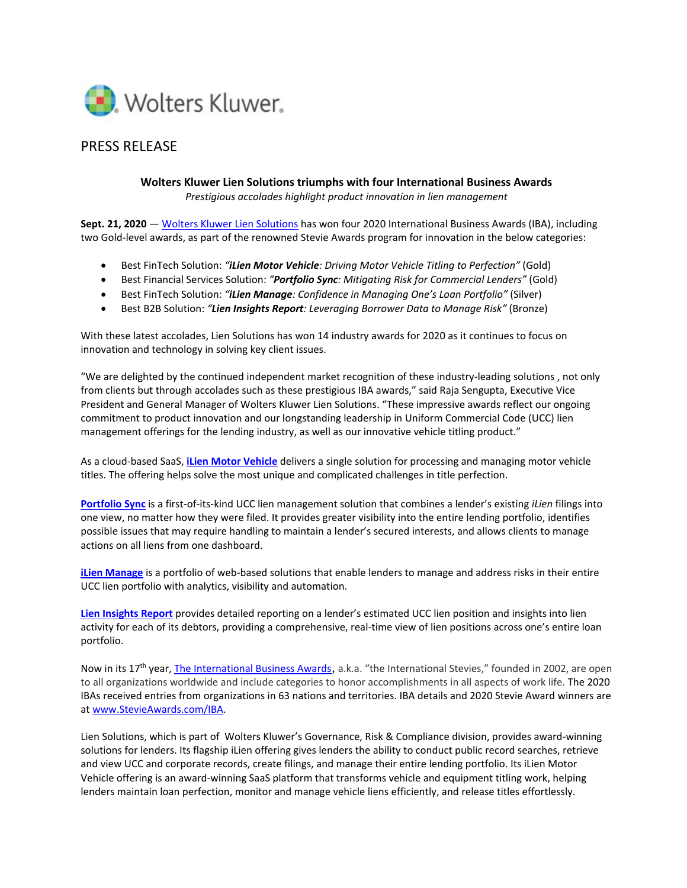Wolters Kluwer

PRESS RELEASE

**Wolters Kluwer Lien Solutions triumphs with four International Business Awards**

*Prestigious accolades highlight product innovation in lien management*

**Sept. 21, 2020** — Wolters Kluwer Lien Solutions has won four 2020 International Business Awards (IBA), including two Gold-level awards, as part of the renowned Stevie Awards program for innovation in the below categories:

- Best FinTech Solution: *"**iLien Motor Vehicle**: Driving Motor Vehicle Titling to Perfection"* (Gold)
- Best Financial Services Solution: *"**Portfolio Sync**: Mitigating Risk for Commercial Lenders"* (Gold)
- Best FinTech Solution: *"**iLien Manage**: Confidence in Managing One's Loan Portfolio"* (Silver)
- Best B2B Solution: *"**Lien Insights Report**: Leveraging Borrower Data to Manage Risk"* (Bronze)

With these latest accolades, Lien Solutions has won 14 industry awards for 2020 as it continues to focus on innovation and technology in solving key client issues.

"We are delighted by the continued independent market recognition of these industry-leading solutions , not only from clients but through accolades such as these prestigious IBA awards," said Raja Sengupta, Executive Vice President and General Manager of Wolters Kluwer Lien Solutions. "These impressive awards reflect our ongoing commitment to product innovation and our longstanding leadership in Uniform Commercial Code (UCC) lien management offerings for the lending industry, as well as our innovative vehicle titling product."

As a cloud-based SaaS, **iLien Motor Vehicle** delivers a single solution for processing and managing motor vehicle titles. The offering helps solve the most unique and complicated challenges in title perfection.

**Portfolio Sync** is a first-of-its-kind UCC lien management solution that combines a lender's existing *iLien* filings into one view, no matter how they were filed. It provides greater visibility into the entire lending portfolio, identifies possible issues that may require handling to maintain a lender's secured interests, and allows clients to manage actions on all liens from one dashboard.

**iLien Manage** is a portfolio of web-based solutions that enable lenders to manage and address risks in their entire UCC lien portfolio with analytics, visibility and automation.

**Lien Insights Report** provides detailed reporting on a lender's estimated UCC lien position and insights into lien activity for each of its debtors, providing a comprehensive, real-time view of lien positions across one's entire loan portfolio.

Now in its 17th year, The International Business Awards, a.k.a. "the International Stevies," founded in 2002, are open to all organizations worldwide and include categories to honor accomplishments in all aspects of work life. The 2020 IBAs received entries from organizations in 63 nations and territories. IBA details and 2020 Stevie Award winners are at www.StevieAwards.com/IBA.

Lien Solutions, which is part of Wolters Kluwer's Governance, Risk & Compliance division, provides award-winning solutions for lenders. Its flagship iLien offering gives lenders the ability to conduct public record searches, retrieve and view UCC and corporate records, create filings, and manage their entire lending portfolio. Its iLien Motor Vehicle offering is an award-winning SaaS platform that transforms vehicle and equipment titling work, helping lenders maintain loan perfection, monitor and manage vehicle liens efficiently, and release titles effortlessly.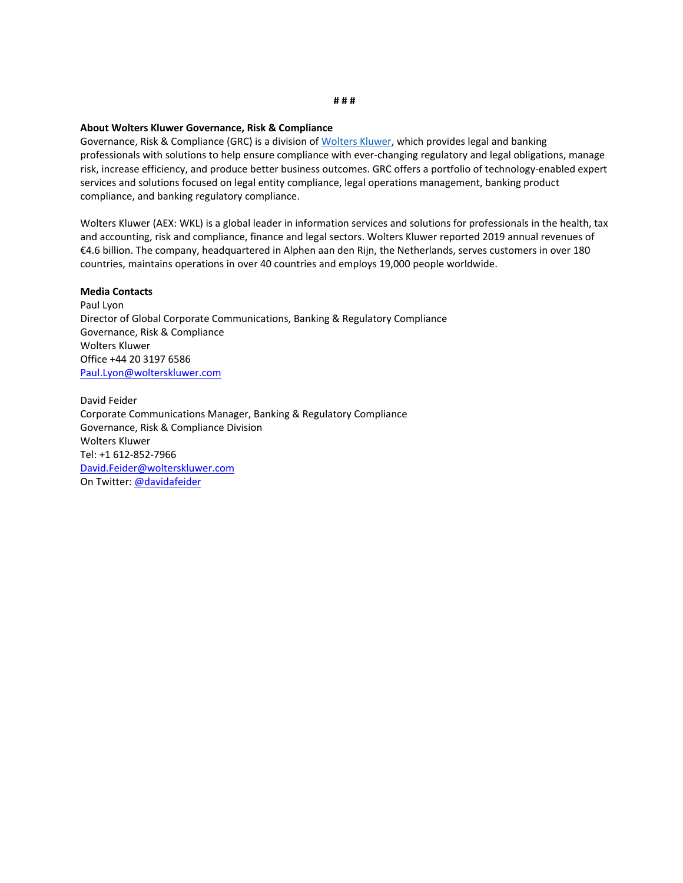# # #

**About Wolters Kluwer Governance, Risk & Compliance**
Governance, Risk & Compliance (GRC) is a division of Wolters Kluwer, which provides legal and banking professionals with solutions to help ensure compliance with ever-changing regulatory and legal obligations, manage risk, increase efficiency, and produce better business outcomes. GRC offers a portfolio of technology-enabled expert services and solutions focused on legal entity compliance, legal operations management, banking product compliance, and banking regulatory compliance.

Wolters Kluwer (AEX: WKL) is a global leader in information services and solutions for professionals in the health, tax and accounting, risk and compliance, finance and legal sectors. Wolters Kluwer reported 2019 annual revenues of €4.6 billion. The company, headquartered in Alphen aan den Rijn, the Netherlands, serves customers in over 180 countries, maintains operations in over 40 countries and employs 19,000 people worldwide.

**Media Contacts**
Paul Lyon
Director of Global Corporate Communications, Banking & Regulatory Compliance
Governance, Risk & Compliance
Wolters Kluwer
Office +44 20 3197 6586
Paul.Lyon@wolterskluwer.com

David Feider
Corporate Communications Manager, Banking & Regulatory Compliance
Governance, Risk & Compliance Division
Wolters Kluwer
Tel: +1 612-852-7966
David.Feider@wolterskluwer.com
On Twitter: @davidafeider